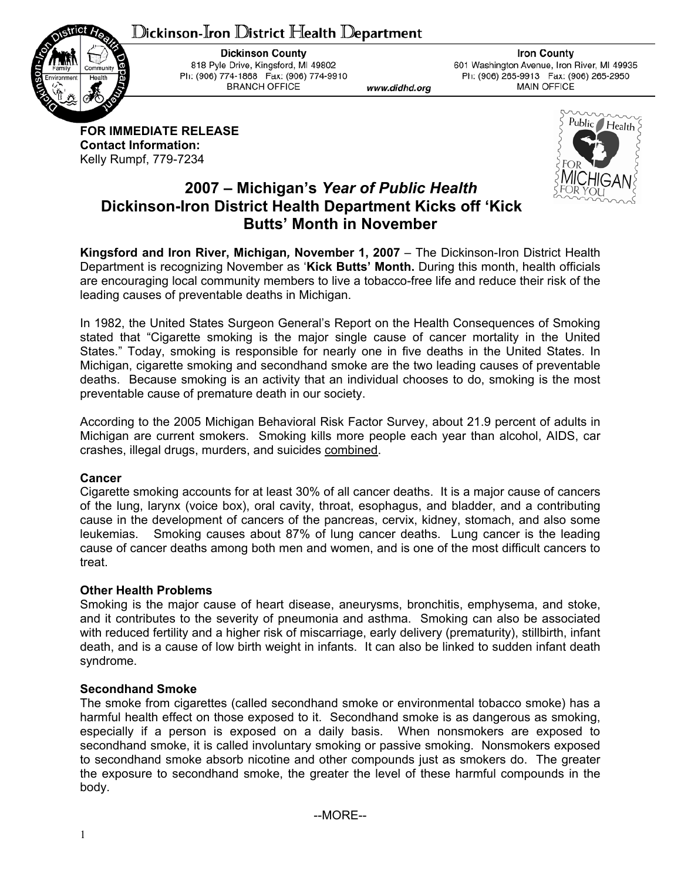Dickinson-Iron District Health Department

**Dickinson County**
818 Pyle Drive, Kingsford, MI 49802
Ph: (906) 774-1868 Fax: (906) 774-9910
BRANCH OFFICE

www.didhd.org

**Iron County**
601 Washington Avenue, Iron River, MI 49935
Ph: (906) 265-9913 Fax: (906) 265-2950
MAIN OFFICE

**FOR IMMEDIATE RELEASE**
**Contact Information:**
Kelly Rumpf, 779-7234

# 2007 – Michigan's *Year of Public Health*
# Dickinson-Iron District Health Department Kicks off 'Kick Butts' Month in November

**Kingsford and Iron River, Michigan, November 1, 2007** – The Dickinson-Iron District Health Department is recognizing November as '**Kick Butts' Month.** During this month, health officials are encouraging local community members to live a tobacco-free life and reduce their risk of the leading causes of preventable deaths in Michigan.

In 1982, the United States Surgeon General's Report on the Health Consequences of Smoking stated that "Cigarette smoking is the major single cause of cancer mortality in the United States." Today, smoking is responsible for nearly one in five deaths in the United States. In Michigan, cigarette smoking and secondhand smoke are the two leading causes of preventable deaths. Because smoking is an activity that an individual chooses to do, smoking is the most preventable cause of premature death in our society.

According to the 2005 Michigan Behavioral Risk Factor Survey, about 21.9 percent of adults in Michigan are current smokers. Smoking kills more people each year than alcohol, AIDS, car crashes, illegal drugs, murders, and suicides combined.

**Cancer**
Cigarette smoking accounts for at least 30% of all cancer deaths. It is a major cause of cancers of the lung, larynx (voice box), oral cavity, throat, esophagus, and bladder, and a contributing cause in the development of cancers of the pancreas, cervix, kidney, stomach, and also some leukemias. Smoking causes about 87% of lung cancer deaths. Lung cancer is the leading cause of cancer deaths among both men and women, and is one of the most difficult cancers to treat.

**Other Health Problems**
Smoking is the major cause of heart disease, aneurysms, bronchitis, emphysema, and stoke, and it contributes to the severity of pneumonia and asthma. Smoking can also be associated with reduced fertility and a higher risk of miscarriage, early delivery (prematurity), stillbirth, infant death, and is a cause of low birth weight in infants. It can also be linked to sudden infant death syndrome.

**Secondhand Smoke**
The smoke from cigarettes (called secondhand smoke or environmental tobacco smoke) has a harmful health effect on those exposed to it. Secondhand smoke is as dangerous as smoking, especially if a person is exposed on a daily basis. When nonsmokers are exposed to secondhand smoke, it is called involuntary smoking or passive smoking. Nonsmokers exposed to secondhand smoke absorb nicotine and other compounds just as smokers do. The greater the exposure to secondhand smoke, the greater the level of these harmful compounds in the body.

--MORE--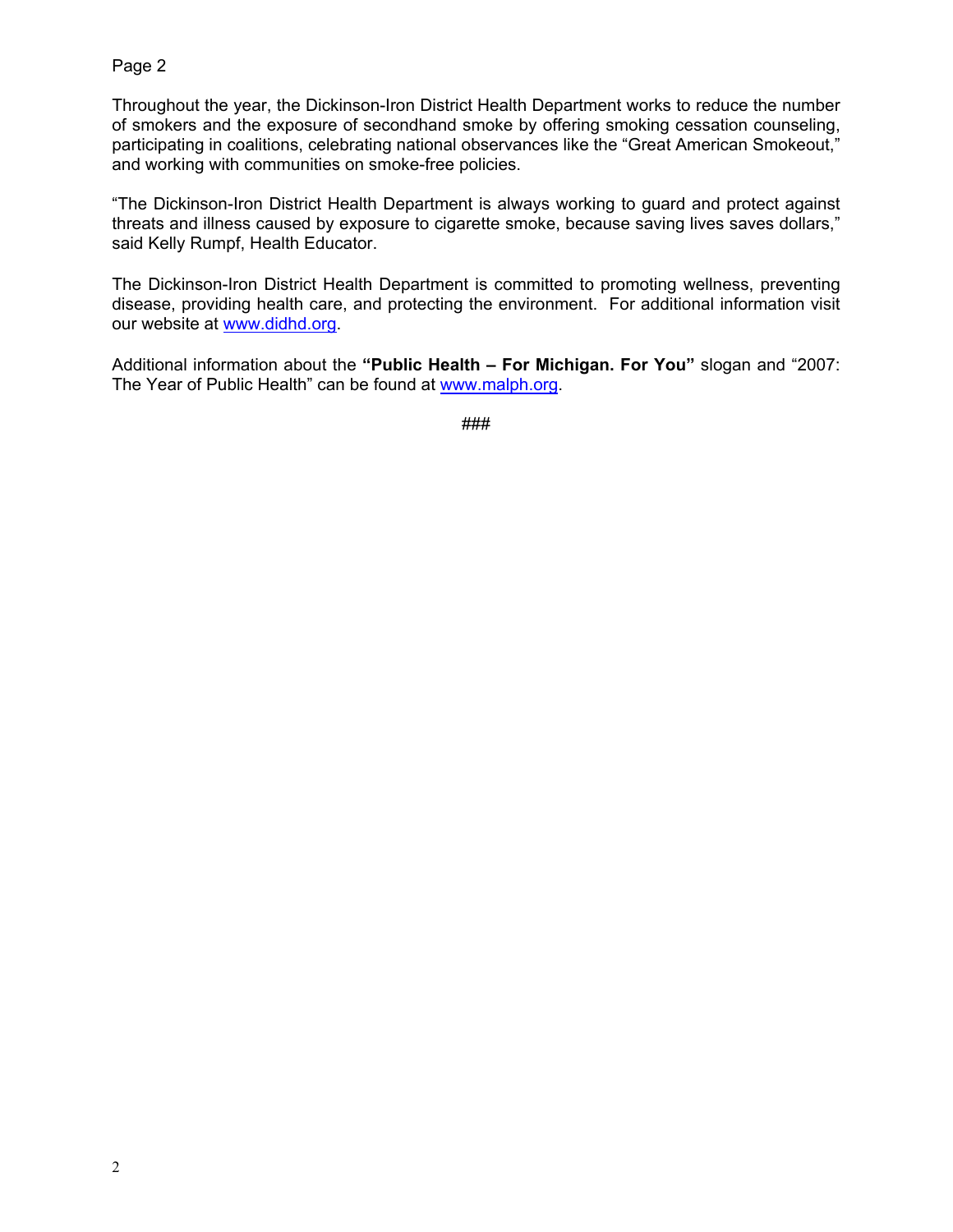Throughout the year, the Dickinson-Iron District Health Department works to reduce the number of smokers and the exposure of secondhand smoke by offering smoking cessation counseling, participating in coalitions, celebrating national observances like the "Great American Smokeout," and working with communities on smoke-free policies.

"The Dickinson-Iron District Health Department is always working to guard and protect against threats and illness caused by exposure to cigarette smoke, because saving lives saves dollars," said Kelly Rumpf, Health Educator.

The Dickinson-Iron District Health Department is committed to promoting wellness, preventing disease, providing health care, and protecting the environment. For additional information visit our website at www.didhd.org.

Additional information about the **"Public Health – For Michigan. For You"** slogan and "2007: The Year of Public Health" can be found at www.malph.org.

###